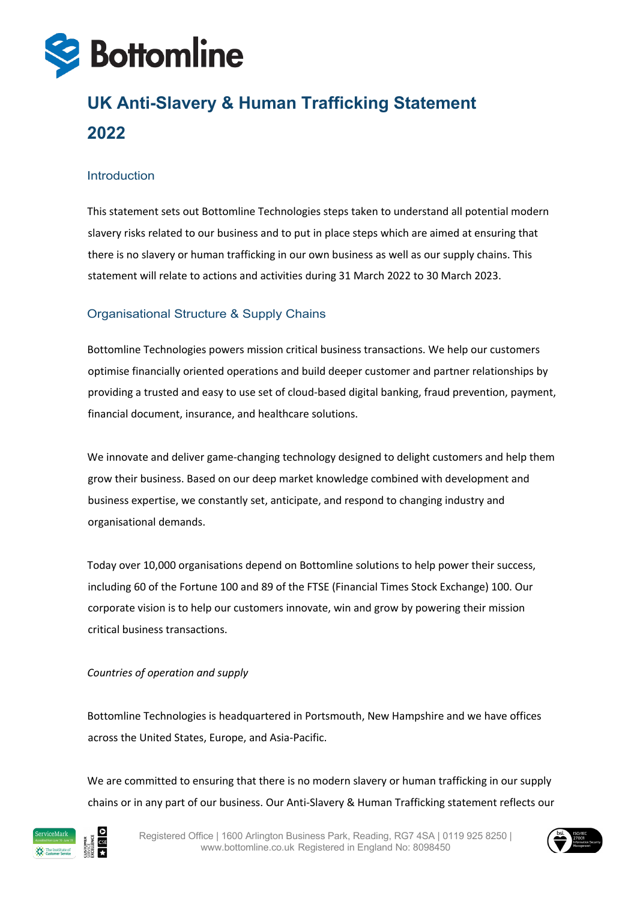# UK Anti-Slavery & Human Trafficking Statement 2022

## Introduction

This statement sets out Bottomline Technologies steps taken to understand all potential modern slavery risks related to our business and to put in place steps which are aimed at ensuring that there is no slavery or human trafficking in our own business as well as our supply chains. This statement will relate to actions and activities during 31 March 2022 to 30 March 2023.

## Organisational Structure & Supply Chains

Bottomline Technologies powers mission critical business transactions. We help our customers optimise financially oriented operations and build deeper customer and partner relationships by providing a trusted and easy to use set of cloud-based digital banking, fraud prevention, payment, financial document, insurance, and healthcare solutions.

We innovate and deliver game-changing technology designed to delight customers and help them grow their business. Based on our deep market knowledge combined with development and business expertise, we constantly set, anticipate, and respond to changing industry and organisational demands.

Today over 10,000 organisations depend on Bottomline solutions to help power their success, including 60 of the Fortune 100 and 89 of the FTSE (Financial Times Stock Exchange) 100. Our corporate vision is to help our customers innovate, win and grow by powering their mission critical business transactions.

*Countries of operation and supply*

Bottomline Technologies is headquartered in Portsmouth, New Hampshire and we have offices across the United States, Europe, and Asia-Pacific.

We are committed to ensuring that there is no modern slavery or human trafficking in our supply chains or in any part of our business. Our Anti-Slavery & Human Trafficking statement reflects our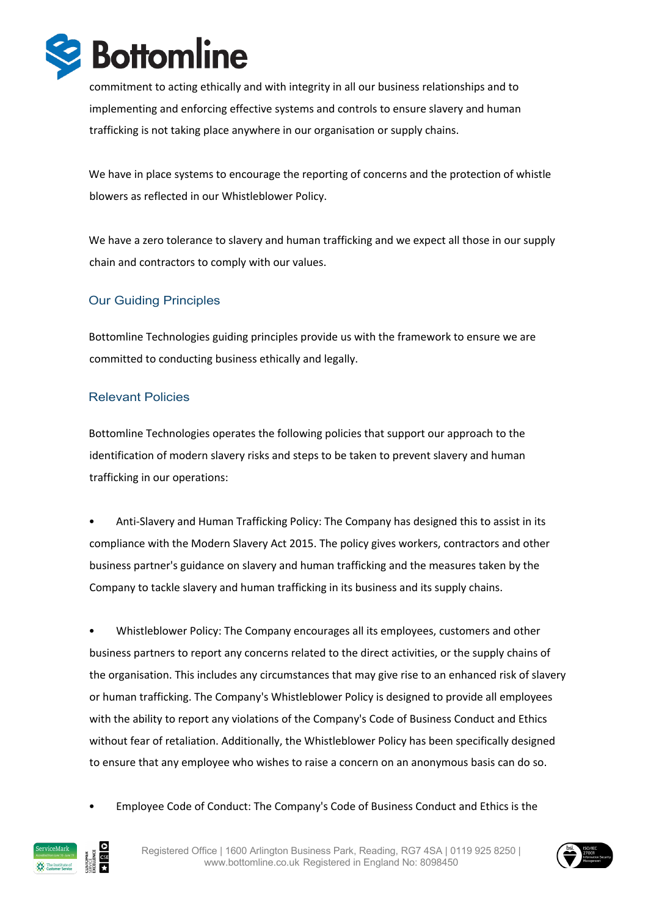commitment to acting ethically and with integrity in all our business relationships and to implementing and enforcing effective systems and controls to ensure slavery and human trafficking is not taking place anywhere in our organisation or supply chains.

We have in place systems to encourage the reporting of concerns and the protection of whistle blowers as reflected in our Whistleblower Policy.

We have a zero tolerance to slavery and human trafficking and we expect all those in our supply chain and contractors to comply with our values.

## Our Guiding Principles

Bottomline Technologies guiding principles provide us with the framework to ensure we are committed to conducting business ethically and legally.

## Relevant Policies

Bottomline Technologies operates the following policies that support our approach to the identification of modern slavery risks and steps to be taken to prevent slavery and human trafficking in our operations:

- Anti-Slavery and Human Trafficking Policy: The Company has designed this to assist in its compliance with the Modern Slavery Act 2015. The policy gives workers, contractors and other business partner's guidance on slavery and human trafficking and the measures taken by the Company to tackle slavery and human trafficking in its business and its supply chains.

- Whistleblower Policy: The Company encourages all its employees, customers and other business partners to report any concerns related to the direct activities, or the supply chains of the organisation. This includes any circumstances that may give rise to an enhanced risk of slavery or human trafficking. The Company's Whistleblower Policy is designed to provide all employees with the ability to report any violations of the Company's Code of Business Conduct and Ethics without fear of retaliation. Additionally, the Whistleblower Policy has been specifically designed to ensure that any employee who wishes to raise a concern on an anonymous basis can do so.

- Employee Code of Conduct: The Company's Code of Business Conduct and Ethics is the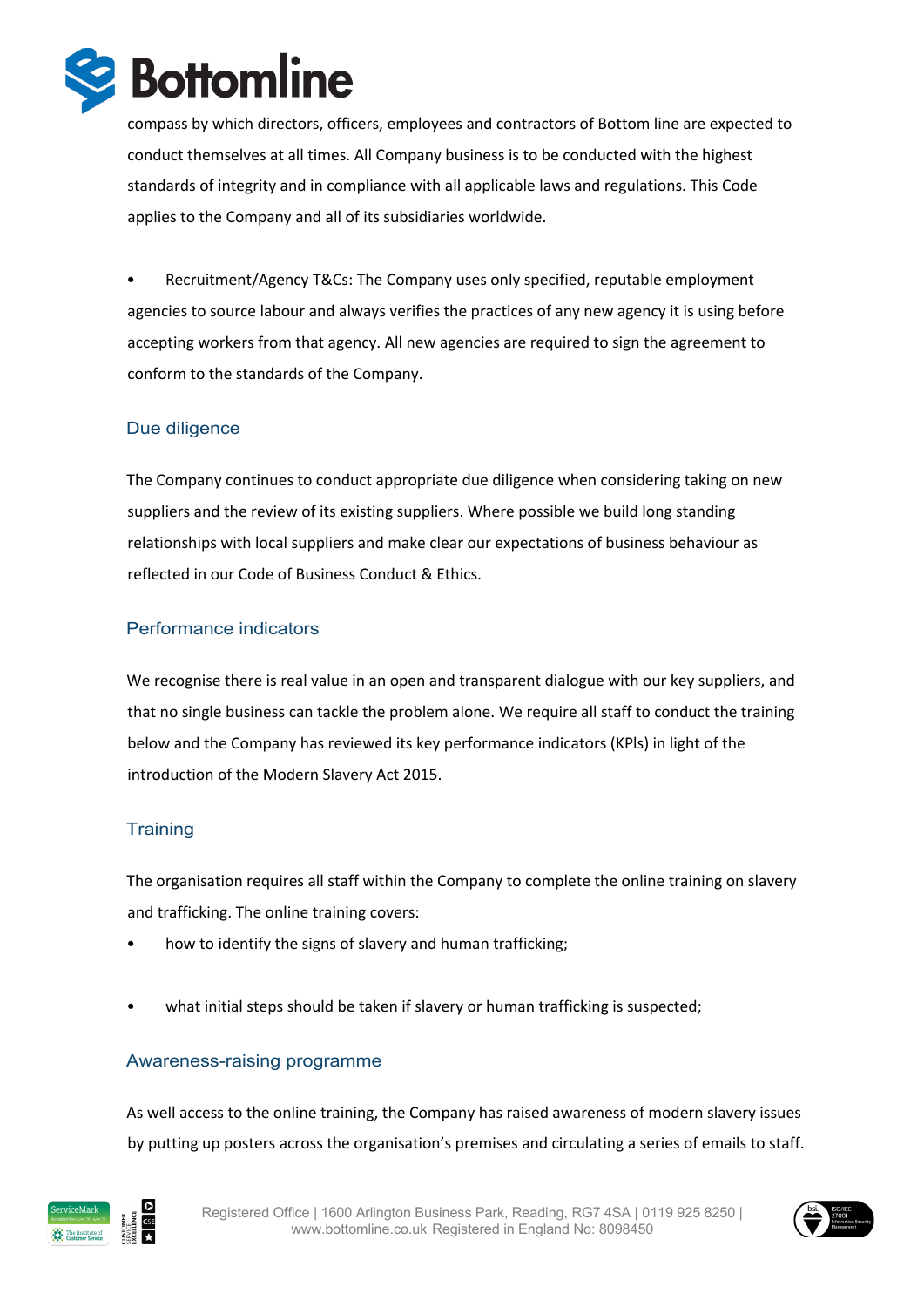compass by which directors, officers, employees and contractors of Bottom line are expected to conduct themselves at all times. All Company business is to be conducted with the highest standards of integrity and in compliance with all applicable laws and regulations. This Code applies to the Company and all of its subsidiaries worldwide.

- Recruitment/Agency T&Cs: The Company uses only specified, reputable employment agencies to source labour and always verifies the practices of any new agency it is using before accepting workers from that agency. All new agencies are required to sign the agreement to conform to the standards of the Company.

## Due diligence

The Company continues to conduct appropriate due diligence when considering taking on new suppliers and the review of its existing suppliers. Where possible we build long standing relationships with local suppliers and make clear our expectations of business behaviour as reflected in our Code of Business Conduct & Ethics.

## Performance indicators

We recognise there is real value in an open and transparent dialogue with our key suppliers, and that no single business can tackle the problem alone. We require all staff to conduct the training below and the Company has reviewed its key performance indicators (KPIs) in light of the introduction of the Modern Slavery Act 2015.

## Training

The organisation requires all staff within the Company to complete the online training on slavery and trafficking. The online training covers:

- how to identify the signs of slavery and human trafficking;
- what initial steps should be taken if slavery or human trafficking is suspected;

## Awareness-raising programme

As well access to the online training, the Company has raised awareness of modern slavery issues by putting up posters across the organisation's premises and circulating a series of emails to staff.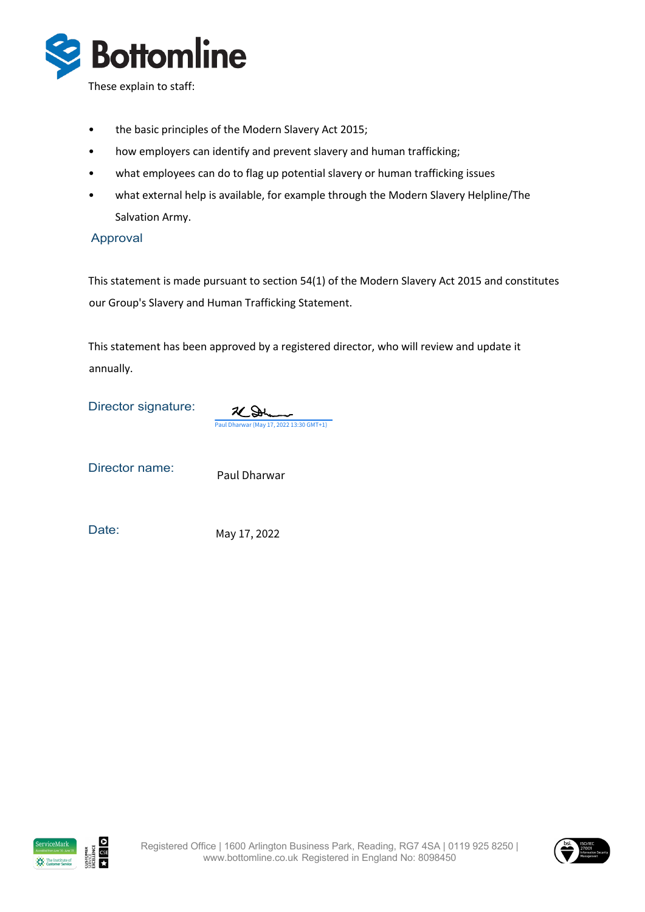These explain to staff:

- the basic principles of the Modern Slavery Act 2015;
- how employers can identify and prevent slavery and human trafficking;
- what employees can do to flag up potential slavery or human trafficking issues
- what external help is available, for example through the Modern Slavery Helpline/The Salvation Army.

## Approval

This statement is made pursuant to section 54(1) of the Modern Slavery Act 2015 and constitutes our Group's Slavery and Human Trafficking Statement.

This statement has been approved by a registered director, who will review and update it annually.

Director signature: Paul Dharwar (May 17, 2022 13:30 GMT+1)

Director name: Paul Dharwar

Date: May 17, 2022

Registered Office | 1600 Arlington Business Park, Reading, RG7 4SA | 0119 925 8250 | www.bottomline.co.uk Registered in England No: 8098450